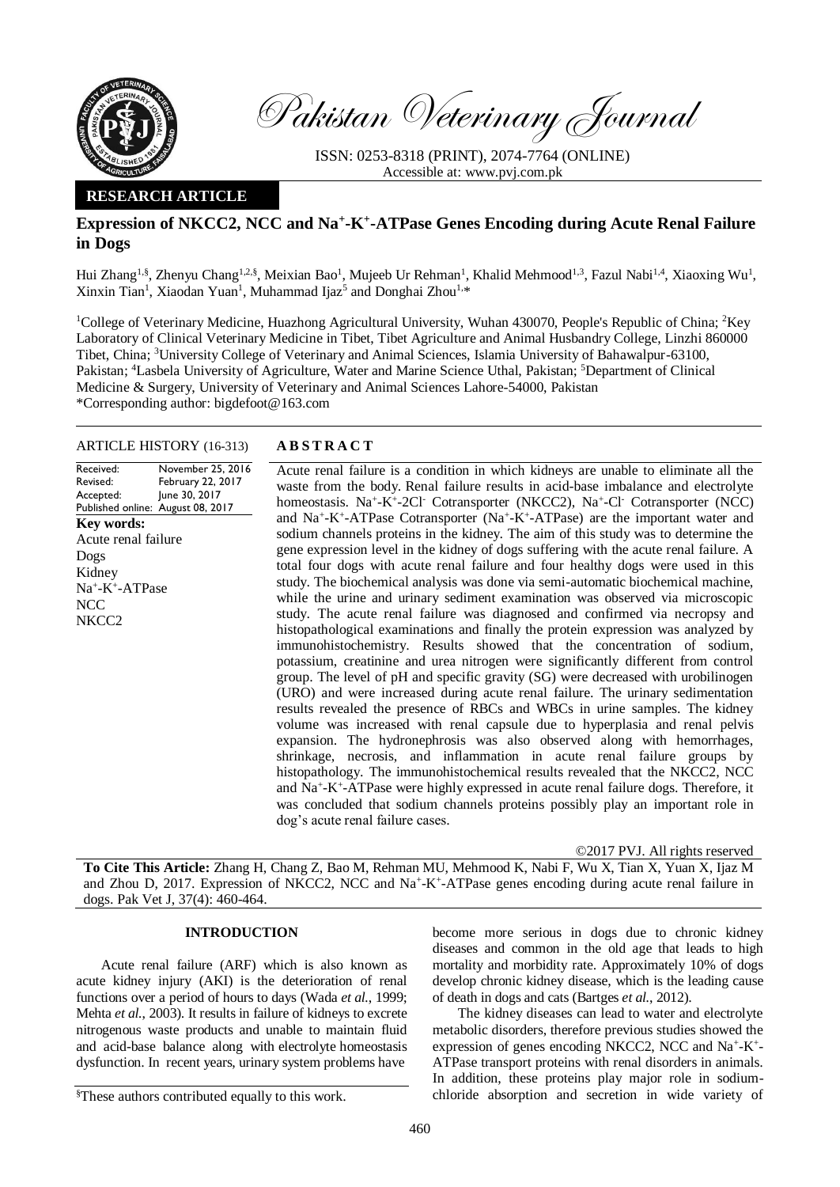Pakistan Veterinary Journal

ISSN: 0253-8318 (PRINT), 2074-7764 (ONLINE)
Accessible at: www.pvj.com.pk

**RESEARCH ARTICLE**

# Expression of NKCC2, NCC and $Na^+$-$K^+$-ATPase Genes Encoding during Acute Renal Failure in Dogs

Hui Zhang[1,§], Zhenyu Chang[1,2,§], Meixian Bao[1], Mujeeb Ur Rehman[1], Khalid Mehmood[1,3], Fazul Nabi[1,4], Xiaoxing Wu[1], Xinxin Tian[1], Xiaodan Yuan[1], Muhammad Ijaz[5] and Donghai Zhou[1,*]

[1]College of Veterinary Medicine, Huazhong Agricultural University, Wuhan 430070, People's Republic of China; [2]Key Laboratory of Clinical Veterinary Medicine in Tibet, Tibet Agriculture and Animal Husbandry College, Linzhi 860000 Tibet, China; [3]University College of Veterinary and Animal Sciences, Islamia University of Bahawalpur-63100, Pakistan; [4]Lasbela University of Agriculture, Water and Marine Science Uthal, Pakistan; [5]Department of Clinical Medicine & Surgery, University of Veterinary and Animal Sciences Lahore-54000, Pakistan
*Corresponding author: bigdefoot@163.com

**ARTICLE HISTORY** (16-313)

| | |
|---|---|
| Received: | November 25, 2016 |
| Revised: | February 22, 2017 |
| Accepted: | June 30, 2017 |
| Published online: | August 08, 2017 |

**Key words:**
Acute renal failure
Dogs
Kidney
$Na^+$-$K^+$-ATPase
NCC
NKCC2

**ABSTRACT**

Acute renal failure is a condition in which kidneys are unable to eliminate all the waste from the body. Renal failure results in acid-base imbalance and electrolyte homeostasis. $Na^+$-$K^+$-$2Cl^-$ Cotransporter (NKCC2), $Na^+$-$Cl^-$ Cotransporter (NCC) and $Na^+$-$K^+$-ATPase Cotransporter ($Na^+$-$K^+$-ATPase) are the important water and sodium channels proteins in the kidney. The aim of this study was to determine the gene expression level in the kidney of dogs suffering with the acute renal failure. A total four dogs with acute renal failure and four healthy dogs were used in this study. The biochemical analysis was done via semi-automatic biochemical machine, while the urine and urinary sediment examination was observed via microscopic study. The acute renal failure was diagnosed and confirmed via necropsy and histopathological examinations and finally the protein expression was analyzed by immunohistochemistry. Results showed that the concentration of sodium, potassium, creatinine and urea nitrogen were significantly different from control group. The level of pH and specific gravity (SG) were decreased with urobilinogen (URO) and were increased during acute renal failure. The urinary sedimentation results revealed the presence of RBCs and WBCs in urine samples. The kidney volume was increased with renal capsule due to hyperplasia and renal pelvis expansion. The hydronephrosis was also observed along with hemorrhages, shrinkage, necrosis, and inflammation in acute renal failure groups by histopathology. The immunohistochemical results revealed that the NKCC2, NCC and $Na^+$-$K^+$-ATPase were highly expressed in acute renal failure dogs. Therefore, it was concluded that sodium channels proteins possibly play an important role in dog's acute renal failure cases.

©2017 PVJ. All rights reserved

**To Cite This Article:** Zhang H, Chang Z, Bao M, Rehman MU, Mehmood K, Nabi F, Wu X, Tian X, Yuan X, Ijaz M and Zhou D, 2017. Expression of NKCC2, NCC and $Na^+$-$K^+$-ATPase genes encoding during acute renal failure in dogs. Pak Vet J, 37(4): 460-464.

## INTRODUCTION

Acute renal failure (ARF) which is also known as acute kidney injury (AKI) is the deterioration of renal functions over a period of hours to days (Wada *et al.*, 1999; Mehta *et al.*, 2003). It results in failure of kidneys to excrete nitrogenous waste products and unable to maintain fluid and acid-base balance along with electrolyte homeostasis dysfunction. In recent years, urinary system problems have become more serious in dogs due to chronic kidney diseases and common in the old age that leads to high mortality and morbidity rate. Approximately 10% of dogs develop chronic kidney disease, which is the leading cause of death in dogs and cats (Bartges *et al.*, 2012).

The kidney diseases can lead to water and electrolyte metabolic disorders, therefore previous studies showed the expression of genes encoding NKCC2, NCC and $Na^+$-$K^+$-ATPase transport proteins with renal disorders in animals. In addition, these proteins play major role in sodium-chloride absorption and secretion in wide variety of

§These authors contributed equally to this work.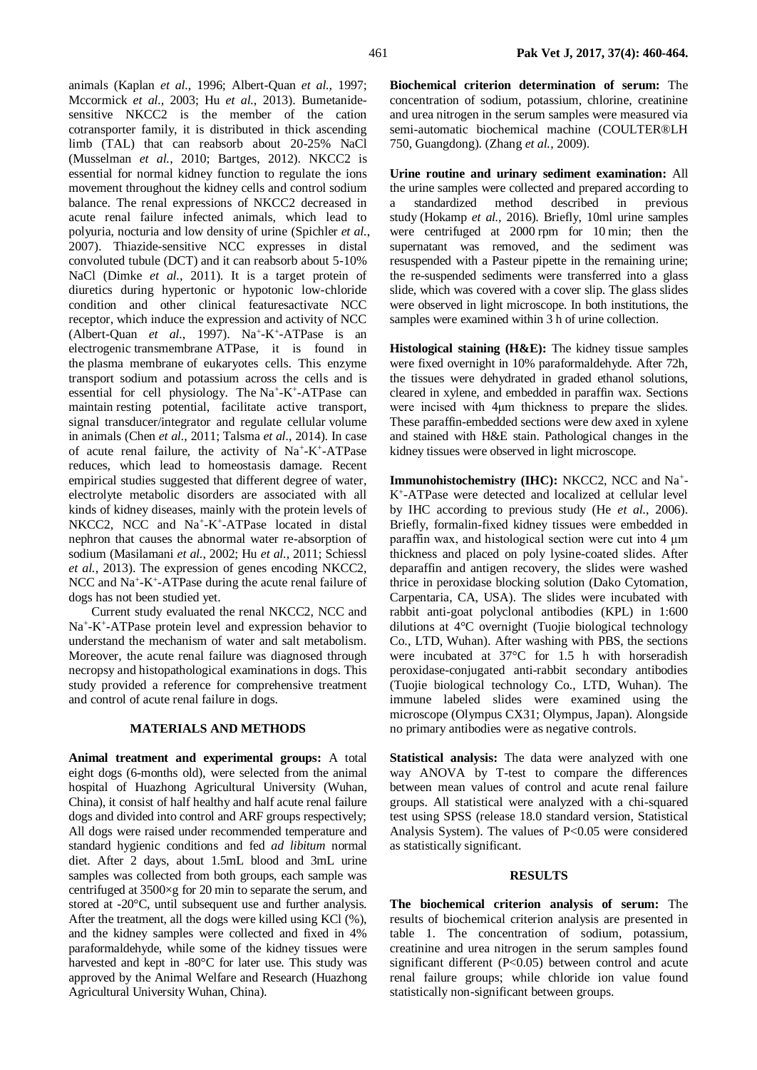animals (Kaplan *et al*., 1996; Albert-Quan *et al*., 1997; Mccormick *et al*., 2003; Hu *et al*., 2013). Bumetanide-sensitive NKCC2 is the member of the cation cotransporter family, it is distributed in thick ascending limb (TAL) that can reabsorb about 20-25% NaCl (Musselman *et al*., 2010; Bartges, 2012). NKCC2 is essential for normal kidney function to regulate the ions movement throughout the kidney cells and control sodium balance. The renal expressions of NKCC2 decreased in acute renal failure infected animals, which lead to polyuria, nocturia and low density of urine (Spichler *et al*., 2007). Thiazide-sensitive NCC expresses in distal convoluted tubule (DCT) and it can reabsorb about 5-10% NaCl (Dimke *et al*., 2011). It is a target protein of diuretics during hypertonic or hypotonic low-chloride condition and other clinical featuresactivate NCC receptor, which induce the expression and activity of NCC (Albert-Quan *et al*., 1997). $Na^+$-$K^+$-ATPase is an electrogenic transmembrane ATPase, it is found in the plasma membrane of eukaryotes cells. This enzyme transport sodium and potassium across the cells and is essential for cell physiology. The $Na^+$-$K^+$-ATPase can maintain resting potential, facilitate active transport, signal transducer/integrator and regulate cellular volume in animals (Chen *et al*., 2011; Talsma *et al*., 2014). In case of acute renal failure, the activity of $Na^+$-$K^+$-ATPase reduces, which lead to homeostasis damage. Recent empirical studies suggested that different degree of water, electrolyte metabolic disorders are associated with all kinds of kidney diseases, mainly with the protein levels of NKCC2, NCC and $Na^+$-$K^+$-ATPase located in distal nephron that causes the abnormal water re-absorption of sodium (Masilamani *et al*., 2002; Hu *et al*., 2011; Schiessl *et al*., 2013). The expression of genes encoding NKCC2, NCC and $Na^+$-$K^+$-ATPase during the acute renal failure of dogs has not been studied yet.

Current study evaluated the renal NKCC2, NCC and $Na^+$-$K^+$-ATPase protein level and expression behavior to understand the mechanism of water and salt metabolism. Moreover, the acute renal failure was diagnosed through necropsy and histopathological examinations in dogs. This study provided a reference for comprehensive treatment and control of acute renal failure in dogs.

## MATERIALS AND METHODS

**Animal treatment and experimental groups:** A total eight dogs (6-months old), were selected from the animal hospital of Huazhong Agricultural University (Wuhan, China), it consist of half healthy and half acute renal failure dogs and divided into control and ARF groups respectively; All dogs were raised under recommended temperature and standard hygienic conditions and fed *ad libitum* normal diet. After 2 days, about 1.5mL blood and 3mL urine samples was collected from both groups, each sample was centrifuged at 3500×g for 20 min to separate the serum, and stored at -20°C, until subsequent use and further analysis. After the treatment, all the dogs were killed using KCl (%), and the kidney samples were collected and fixed in 4% paraformaldehyde, while some of the kidney tissues were harvested and kept in -80°C for later use. This study was approved by the Animal Welfare and Research (Huazhong Agricultural University Wuhan, China).

**Biochemical criterion determination of serum:** The concentration of sodium, potassium, chlorine, creatinine and urea nitrogen in the serum samples were measured via semi-automatic biochemical machine (COULTER®LH 750, Guangdong). (Zhang *et al.*, 2009).

**Urine routine and urinary sediment examination:** All the urine samples were collected and prepared according to a standardized method described in previous study (Hokamp *et al.*, 2016). Briefly, 10ml urine samples were centrifuged at 2000 rpm for 10 min; then the supernatant was removed, and the sediment was resuspended with a Pasteur pipette in the remaining urine; the re-suspended sediments were transferred into a glass slide, which was covered with a cover slip. The glass slides were observed in light microscope. In both institutions, the samples were examined within 3 h of urine collection.

**Histological staining (H&E):** The kidney tissue samples were fixed overnight in 10% paraformaldehyde. After 72h, the tissues were dehydrated in graded ethanol solutions, cleared in xylene, and embedded in paraffin wax. Sections were incised with 4μm thickness to prepare the slides. These paraffin-embedded sections were dew axed in xylene and stained with H&E stain. Pathological changes in the kidney tissues were observed in light microscope.

**Immunohistochemistry (IHC):** NKCC2, NCC and $Na^+$-$K^+$-ATPase were detected and localized at cellular level by IHC according to previous study (He *et al*., 2006). Briefly, formalin-fixed kidney tissues were embedded in paraffin wax, and histological section were cut into 4 μm thickness and placed on poly lysine-coated slides. After deparaffin and antigen recovery, the slides were washed thrice in peroxidase blocking solution (Dako Cytomation, Carpentaria, CA, USA). The slides were incubated with rabbit anti-goat polyclonal antibodies (KPL) in 1:600 dilutions at 4°C overnight (Tuojie biological technology Co., LTD, Wuhan). After washing with PBS, the sections were incubated at 37°C for 1.5 h with horseradish peroxidase-conjugated anti-rabbit secondary antibodies (Tuojie biological technology Co., LTD, Wuhan). The immune labeled slides were examined using the microscope (Olympus CX31; Olympus, Japan). Alongside no primary antibodies were as negative controls.

**Statistical analysis:** The data were analyzed with one way ANOVA by T-test to compare the differences between mean values of control and acute renal failure groups. All statistical were analyzed with a chi-squared test using SPSS (release 18.0 standard version, Statistical Analysis System). The values of $P<0.05$ were considered as statistically significant.

## RESULTS

**The biochemical criterion analysis of serum:** The results of biochemical criterion analysis are presented in table 1. The concentration of sodium, potassium, creatinine and urea nitrogen in the serum samples found significant different ($P<0.05$) between control and acute renal failure groups; while chloride ion value found statistically non-significant between groups.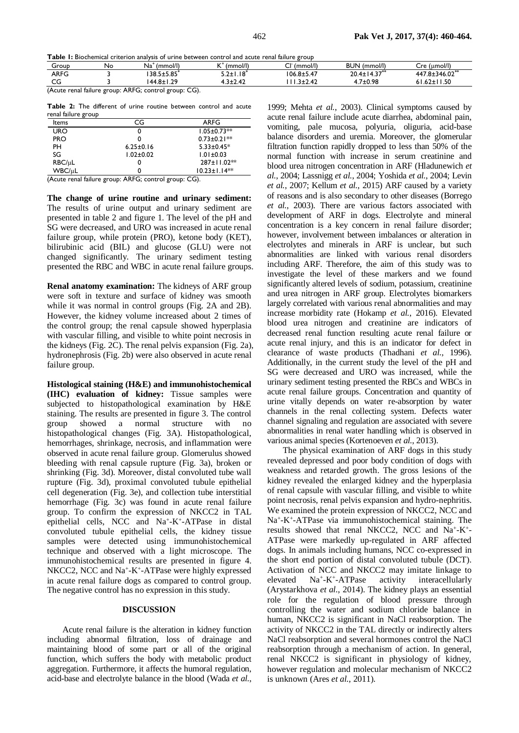**Table 1:** Biochemical criterion analysis of urine between control and acute renal failure group

| Group | No | $Na^+$ (mmol/l) | $K^+$ (mmol/l) | $Cl^-$ (mmol/l) | BUN (mmol/l) | Cre (μmol/l) |
|---|---|---|---|---|---|---|
| ARFG | 3 | 138.5±5.85$^*$ | 5.2±1.18$^*$ | 106.8±5.47 | 20.4±14.37$^{**}$ | 447.8±346.02$^{**}$ |
| CG | 3 | 144.8±1.29 | 4.3±2.42 | 111.3±2.42 | 4.7±0.98 | 61.62±11.50 |

(Acute renal failure group: ARFG; control group: CG).

**Table 2:** The different of urine routine between control and acute renal failure group

| Items | CG | ARFG |
|---|---|---|
| URO | 0 | 1.05±0.73** |
| PRO | 0 | 0.73±0.21** |
| PH | 6.25±0.16 | 5.33±0.45* |
| SG | 1.02±0.02 | 1.01±0.03 |
| RBC/μL | 0 | 287±11.02** |
| WBC/μL | 0 | 10.23±1.14** |

(Acute renal failure group: ARFG; control group: CG).

**The change of urine routine and urinary sediment:** The results of urine output and urinary sediment are presented in table 2 and figure 1. The level of the pH and SG were decreased, and URO was increased in acute renal failure group, while protein (PRO), ketone body (KET), bilirubinic acid (BIL) and glucose (GLU) were not changed significantly. The urinary sediment testing presented the RBC and WBC in acute renal failure groups.

**Renal anatomy examination:** The kidneys of ARF group were soft in texture and surface of kidney was smooth while it was normal in control groups (Fig. 2A and 2B). However, the kidney volume increased about 2 times of the control group; the renal capsule showed hyperplasia with vascular filling, and visible to white point necrosis in the kidneys (Fig. 2C). The renal pelvis expansion (Fig. 2a), hydronephrosis (Fig. 2b) were also observed in acute renal failure group.

**Histological staining (H&E) and immunohistochemical (IHC) evaluation of kidney:** Tissue samples were subjected to histopathological examination by H&E staining. The results are presented in figure 3. The control group showed a normal structure with no histopathological changes (Fig. 3A). Histopathological, hemorrhages, shrinkage, necrosis, and inflammation were observed in acute renal failure group. Glomerulus showed bleeding with renal capsule rupture (Fig. 3a), broken or shrinking (Fig. 3d). Moreover, distal convoluted tube wall rupture (Fig. 3d), proximal convoluted tubule epithelial cell degeneration (Fig. 3e), and collection tube interstitial hemorrhage (Fig. 3c) was found in acute renal failure group. To confirm the expression of NKCC2 in TAL epithelial cells, NCC and $Na^+$-$K^+$-ATPase in distal convoluted tubule epithelial cells, the kidney tissue samples were detected using immunohistochemical technique and observed with a light microscope. The immunohistochemical results are presented in figure 4. NKCC2, NCC and $Na^+$-$K^+$-ATPase were highly expressed in acute renal failure dogs as compared to control group. The negative control has no expression in this study.

## DISCUSSION

Acute renal failure is the alteration in kidney function including abnormal filtration, loss of drainage and maintaining blood of some part or all of the original function, which suffers the body with metabolic product aggregation. Furthermore, it affects the humoral regulation, acid-base and electrolyte balance in the blood (Wada *et al.*, 1999; Mehta *et al.*, 2003). Clinical symptoms caused by acute renal failure include acute diarrhea, abdominal pain, vomiting, pale mucosa, polyuria, oliguria, acid-base balance disorders and uremia. Moreover, the glomerular filtration function rapidly dropped to less than 50% of the normal function with increase in serum creatinine and blood urea nitrogen concentration in ARF (Hladunewich *et al.*, 2004; Lassnigg *et al.*, 2004; Yoshida *et al.*, 2004; Levin *et al.*, 2007; Kellum *et al.*, 2015) ARF caused by a variety of reasons and is also secondary to other diseases (Borrego *et al.*, 2003). There are various factors associated with development of ARF in dogs. Electrolyte and mineral concentration is a key concern in renal failure disorder; however, involvement between imbalances or alteration in electrolytes and minerals in ARF is unclear, but such abnormalities are linked with various renal disorders including ARF. Therefore, the aim of this study was to investigate the level of these markers and we found significantly altered levels of sodium, potassium, creatinine and urea nitrogen in ARF group. Electrolytes biomarkers largely correlated with various renal abnormalities and may increase morbidity rate (Hokamp *et al.*, 2016). Elevated blood urea nitrogen and creatinine are indicators of decreased renal function resulting acute renal failure or acute renal injury, and this is an indicator for defect in clearance of waste products (Thadhani *et al.*, 1996). Additionally, in the current study the level of the pH and SG were decreased and URO was increased, while the urinary sediment testing presented the RBCs and WBCs in acute renal failure groups. Concentration and quantity of urine vitally depends on water re-absorption by water channels in the renal collecting system. Defects water channel signaling and regulation are associated with severe abnormalities in renal water handling which is observed in various animal species (Kortenoeven *et al.*, 2013).

The physical examination of ARF dogs in this study revealed depressed and poor body condition of dogs with weakness and retarded growth. The gross lesions of the kidney revealed the enlarged kidney and the hyperplasia of renal capsule with vascular filling, and visible to white point necrosis, renal pelvis expansion and hydro-nephritis. We examined the protein expression of NKCC2, NCC and $Na^+$-$K^+$-ATPase via immunohistochemical staining. The results showed that renal NKCC2, NCC and $Na^+$-$K^+$-ATPase were markedly up-regulated in ARF affected dogs. In animals including humans, NCC co-expressed in the short end portion of distal convoluted tubule (DCT). Activation of NCC and NKCC2 may imitate linkage to elevated $Na^+$-$K^+$-ATPase activity interacellularly (Arystarkhova *et al.*, 2014). The kidney plays an essential role for the regulation of blood pressure through controlling the water and sodium chloride balance in human, NKCC2 is significant in NaCl reabsorption. The activity of NKCC2 in the TAL directly or indirectly alters NaCl reabsorption and several hormones control the NaCl reabsorption through a mechanism of action. In general, renal NKCC2 is significant in physiology of kidney, however regulation and molecular mechanism of NKCC2 is unknown (Ares *et al.*, 2011).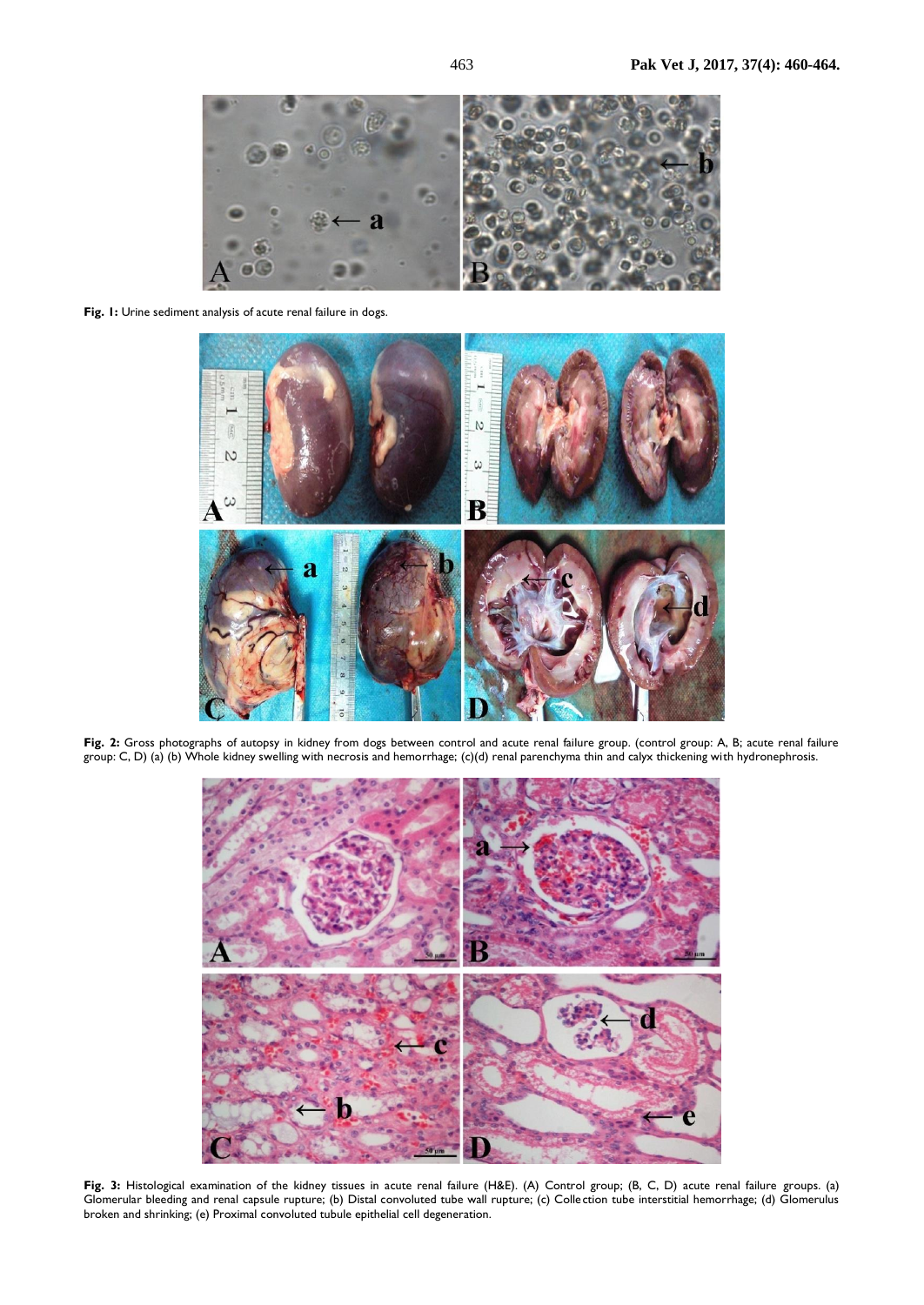**Fig. 1:** Urine sediment analysis of acute renal failure in dogs.

**Fig. 2:** Gross photographs of autopsy in kidney from dogs between control and acute renal failure group. (control group: A, B; acute renal failure group: C, D) (a) (b) Whole kidney swelling with necrosis and hemorrhage; (c)(d) renal parenchyma thin and calyx thickening with hydronephrosis.

**Fig. 3:** Histological examination of the kidney tissues in acute renal failure (H&E). (A) Control group; (B, C, D) acute renal failure groups. (a) Glomerular bleeding and renal capsule rupture; (b) Distal convoluted tube wall rupture; (c) Collection tube interstitial hemorrhage; (d) Glomerulus broken and shrinking; (e) Proximal convoluted tubule epithelial cell degeneration.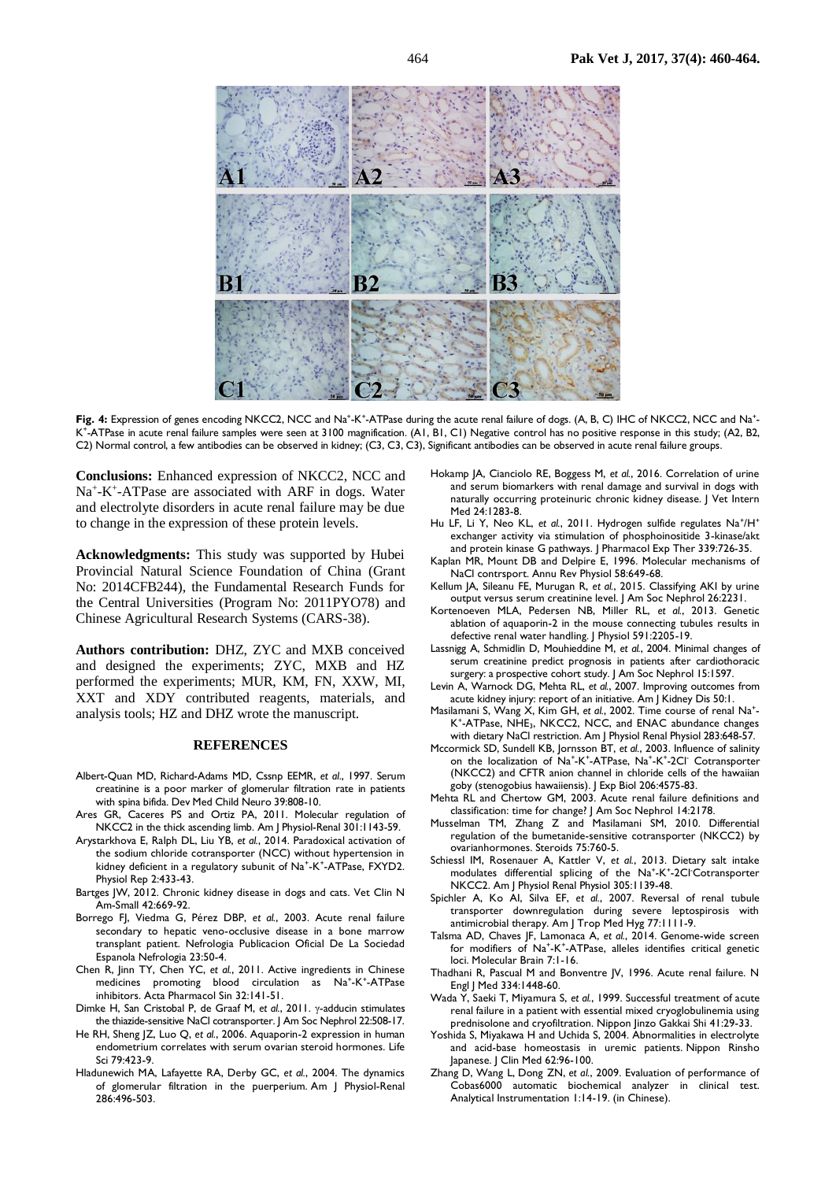**Fig. 4:** Expression of genes encoding NKCC2, NCC and $Na^+$-$K^+$-ATPase during the acute renal failure of dogs. (A, B, C) IHC of NKCC2, NCC and $Na^+$-$K^+$-ATPase in acute renal failure samples were seen at 3100 magnification. (A1, B1, C1) Negative control has no positive response in this study; (A2, B2, C2) Normal control, a few antibodies can be observed in kidney; (C3, C3, C3), Significant antibodies can be observed in acute renal failure groups.

**Conclusions:** Enhanced expression of NKCC2, NCC and $Na^+$-$K^+$-ATPase are associated with ARF in dogs. Water and electrolyte disorders in acute renal failure may be due to change in the expression of these protein levels.

**Acknowledgments:** This study was supported by Hubei Provincial Natural Science Foundation of China (Grant No: 2014CFB244), the Fundamental Research Funds for the Central Universities (Program No: 2011PYO78) and Chinese Agricultural Research Systems (CARS-38).

**Authors contribution:** DHZ, ZYC and MXB conceived and designed the experiments; ZYC, MXB and HZ performed the experiments; MUR, KM, FN, XXW, MI, XXT and XDY contributed reagents, materials, and analysis tools; HZ and DHZ wrote the manuscript.

## REFERENCES

Albert-Quan MD, Richard-Adams MD, Cssnp EEMR, *et al.*, 1997. Serum creatinine is a poor marker of glomerular filtration rate in patients with spina bifida. Dev Med Child Neuro 39:808-10.

Ares GR, Caceres PS and Ortiz PA, 2011. Molecular regulation of NKCC2 in the thick ascending limb. Am J Physiol-Renal 301:1143-59.

Arystarkhova E, Ralph DL, Liu YB, *et al.*, 2014. Paradoxical activation of the sodium chloride cotransporter (NCC) without hypertension in kidney deficient in a regulatory subunit of $Na^+$-$K^+$-ATPase, FXYD2. Physiol Rep 2:433-43.

Bartges JW, 2012. Chronic kidney disease in dogs and cats. Vet Clin N Am-Small 42:669-92.

Borrego FJ, Viedma G, Pérez DBP, *et al.*, 2003. Acute renal failure secondary to hepatic veno-occlusive disease in a bone marrow transplant patient. Nefrologia Publicacion Oficial De La Sociedad Espanola Nefrologia 23:50-4.

Chen R, Jinn TY, Chen YC, *et al.*, 2011. Active ingredients in Chinese medicines promoting blood circulation as $Na^+$-$K^+$-ATPase inhibitors. Acta Pharmacol Sin 32:141-51.

Dimke H, San Cristobal P, de Graaf M, *et al.*, 2011. γ-adducin stimulates the thiazide-sensitive NaCl cotransporter. J Am Soc Nephrol 22:508-17.

He RH, Sheng JZ, Luo Q, *et al.*, 2006. Aquaporin-2 expression in human endometrium correlates with serum ovarian steroid hormones. Life Sci 79:423-9.

Hladunewich MA, Lafayette RA, Derby GC, *et al.*, 2004. The dynamics of glomerular filtration in the puerperium. Am J Physiol-Renal 286:496-503.

Hokamp JA, Cianciolo RE, Boggess M, *et al.*, 2016. Correlation of urine and serum biomarkers with renal damage and survival in dogs with naturally occurring proteinuric chronic kidney disease. J Vet Intern Med 24:1283-8.

Hu LF, Li Y, Neo KL, *et al.*, 2011. Hydrogen sulfide regulates $Na^+/H^+$ exchanger activity via stimulation of phosphoinositide 3-kinase/akt and protein kinase G pathways. J Pharmacol Exp Ther 339:726-35.

Kaplan MR, Mount DB and Delpire E, 1996. Molecular mechanisms of NaCl contrsport. Annu Rev Physiol 58:649-68.

Kellum JA, Sileanu FE, Murugan R, *et al.*, 2015. Classifying AKI by urine output versus serum creatinine level. J Am Soc Nephrol 26:2231.

Kortenoeven MLA, Pedersen NB, Miller RL, *et al.*, 2013. Genetic ablation of aquaporin-2 in the mouse connecting tubules results in defective renal water handling. J Physiol 591:2205-19.

Lassnigg A, Schmidlin D, Mouhieddine M, *et al.*, 2004. Minimal changes of serum creatinine predict prognosis in patients after cardiothoracic surgery: a prospective cohort study. J Am Soc Nephrol 15:1597.

Levin A, Warnock DG, Mehta RL, *et al.*, 2007. Improving outcomes from acute kidney injury: report of an initiative. Am J Kidney Dis 50:1.

Masilamani S, Wang X, Kim GH, *et al.*, 2002. Time course of renal $Na^+$-$K^+$-ATPase, $NHE_3$, NKCC2, NCC, and ENAC abundance changes with dietary NaCl restriction. Am J Physiol Renal Physiol 283:648-57.

Mccormick SD, Sundell KB, Jornsson BT, *et al.*, 2003. Influence of salinity on the localization of $Na^+$-$K^+$-ATPase, $Na^+$-$K^+$-$2Cl^-$ Cotransporter (NKCC2) and CFTR anion channel in chloride cells of the hawaiian goby (stenogobius hawaiiensis). J Exp Biol 206:4575-83.

Mehta RL and Chertow GM, 2003. Acute renal failure definitions and classification: time for change? J Am Soc Nephrol 14:2178.

Musselman TM, Zhang Z and Masilamani SM, 2010. Differential regulation of the bumetanide-sensitive cotransporter (NKCC2) by ovarianhormones. Steroids 75:760-5.

Schiessl IM, Rosenauer A, Kattler V, *et al.*, 2013. Dietary salt intake modulates differential splicing of the $Na^+$-$K^+$-$2Cl^-$Cotransporter NKCC2. Am J Physiol Renal Physiol 305:1139-48.

Spichler A, Ko AI, Silva EF, *et al.*, 2007. Reversal of renal tubule transporter downregulation during severe leptospirosis with antimicrobial therapy. Am J Trop Med Hyg 77:1111-9.

Talsma AD, Chaves JF, Lamonaca A, *et al.*, 2014. Genome-wide screen for modifiers of $Na^+$-$K^+$-ATPase, alleles identifies critical genetic loci. Molecular Brain 7:1-16.

Thadhani R, Pascual M and Bonventre JV, 1996. Acute renal failure. N Engl J Med 334:1448-60.

Wada Y, Saeki T, Miyamura S, *et al.*, 1999. Successful treatment of acute renal failure in a patient with essential mixed cryoglobulinemia using prednisolone and cryofiltration. Nippon Jinzo Gakkai Shi 41:29-33.

Yoshida S, Miyakawa H and Uchida S, 2004. Abnormalities in electrolyte and acid-base homeostasis in uremic patients. Nippon Rinsho Japanese. J Clin Med 62:96-100.

Zhang D, Wang L, Dong ZN, *et al.*, 2009. Evaluation of performance of Cobas6000 automatic biochemical analyzer in clinical test. Analytical Instrumentation 1:14-19. (in Chinese).